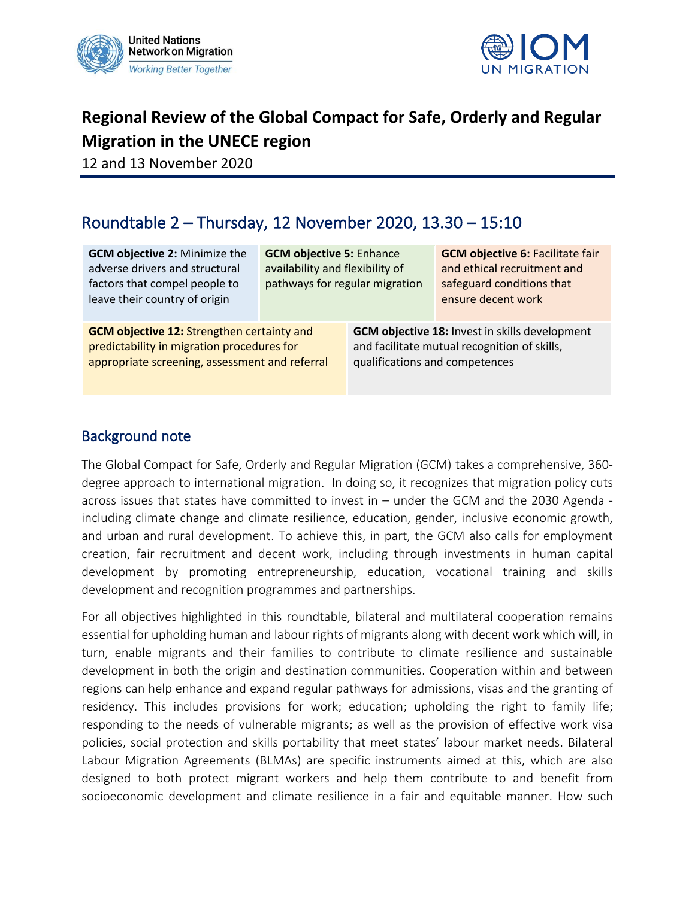# Regional Review of the Global Compact for Safe, Orderly and Regular Migration in the UNECE region

12 and 13 November 2020

## Roundtable 2 – Thursday, 12 November 2020, 13.30 – 15:10

**GCM objective 2:** Minimize the adverse drivers and structural factors that compel people to leave their country of origin

**GCM objective 5:** Enhance availability and flexibility of pathways for regular migration

**GCM objective 6:** Facilitate fair and ethical recruitment and safeguard conditions that ensure decent work

**GCM objective 12:** Strengthen certainty and predictability in migration procedures for appropriate screening, assessment and referral

**GCM objective 18:** Invest in skills development and facilitate mutual recognition of skills, qualifications and competences

## Background note

The Global Compact for Safe, Orderly and Regular Migration (GCM) takes a comprehensive, 360-degree approach to international migration. In doing so, it recognizes that migration policy cuts across issues that states have committed to invest in – under the GCM and the 2030 Agenda - including climate change and climate resilience, education, gender, inclusive economic growth, and urban and rural development. To achieve this, in part, the GCM also calls for employment creation, fair recruitment and decent work, including through investments in human capital development by promoting entrepreneurship, education, vocational training and skills development and recognition programmes and partnerships.

For all objectives highlighted in this roundtable, bilateral and multilateral cooperation remains essential for upholding human and labour rights of migrants along with decent work which will, in turn, enable migrants and their families to contribute to climate resilience and sustainable development in both the origin and destination communities. Cooperation within and between regions can help enhance and expand regular pathways for admissions, visas and the granting of residency. This includes provisions for work; education; upholding the right to family life; responding to the needs of vulnerable migrants; as well as the provision of effective work visa policies, social protection and skills portability that meet states' labour market needs. Bilateral Labour Migration Agreements (BLMAs) are specific instruments aimed at this, which are also designed to both protect migrant workers and help them contribute to and benefit from socioeconomic development and climate resilience in a fair and equitable manner. How such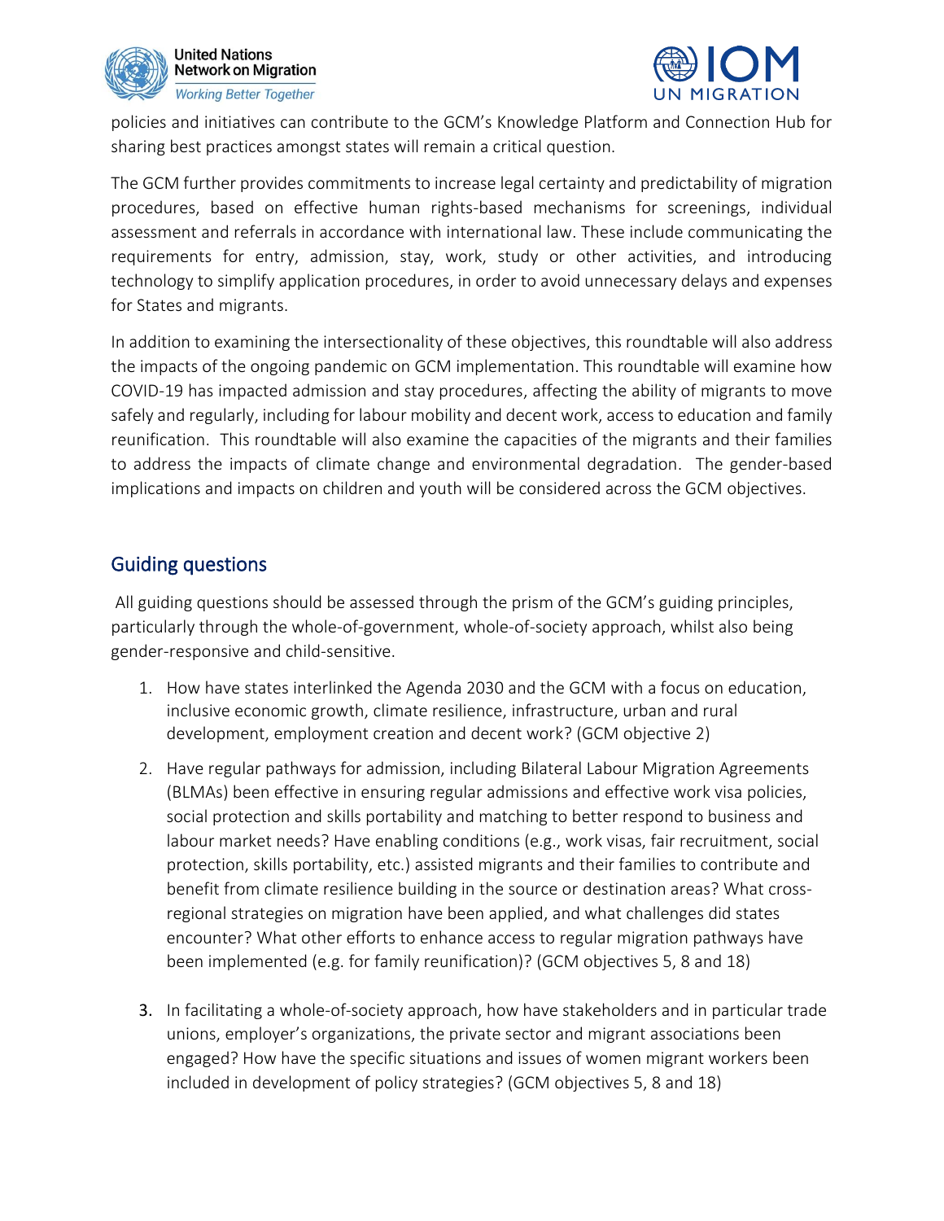policies and initiatives can contribute to the GCM's Knowledge Platform and Connection Hub for sharing best practices amongst states will remain a critical question.

The GCM further provides commitments to increase legal certainty and predictability of migration procedures, based on effective human rights-based mechanisms for screenings, individual assessment and referrals in accordance with international law. These include communicating the requirements for entry, admission, stay, work, study or other activities, and introducing technology to simplify application procedures, in order to avoid unnecessary delays and expenses for States and migrants.

In addition to examining the intersectionality of these objectives, this roundtable will also address the impacts of the ongoing pandemic on GCM implementation. This roundtable will examine how COVID-19 has impacted admission and stay procedures, affecting the ability of migrants to move safely and regularly, including for labour mobility and decent work, access to education and family reunification. This roundtable will also examine the capacities of the migrants and their families to address the impacts of climate change and environmental degradation. The gender-based implications and impacts on children and youth will be considered across the GCM objectives.

## Guiding questions

All guiding questions should be assessed through the prism of the GCM's guiding principles, particularly through the whole-of-government, whole-of-society approach, whilst also being gender-responsive and child-sensitive.

1. How have states interlinked the Agenda 2030 and the GCM with a focus on education, inclusive economic growth, climate resilience, infrastructure, urban and rural development, employment creation and decent work? (GCM objective 2)
2. Have regular pathways for admission, including Bilateral Labour Migration Agreements (BLMAs) been effective in ensuring regular admissions and effective work visa policies, social protection and skills portability and matching to better respond to business and labour market needs? Have enabling conditions (e.g., work visas, fair recruitment, social protection, skills portability, etc.) assisted migrants and their families to contribute and benefit from climate resilience building in the source or destination areas? What cross-regional strategies on migration have been applied, and what challenges did states encounter? What other efforts to enhance access to regular migration pathways have been implemented (e.g. for family reunification)? (GCM objectives 5, 8 and 18)
3. In facilitating a whole-of-society approach, how have stakeholders and in particular trade unions, employer's organizations, the private sector and migrant associations been engaged? How have the specific situations and issues of women migrant workers been included in development of policy strategies? (GCM objectives 5, 8 and 18)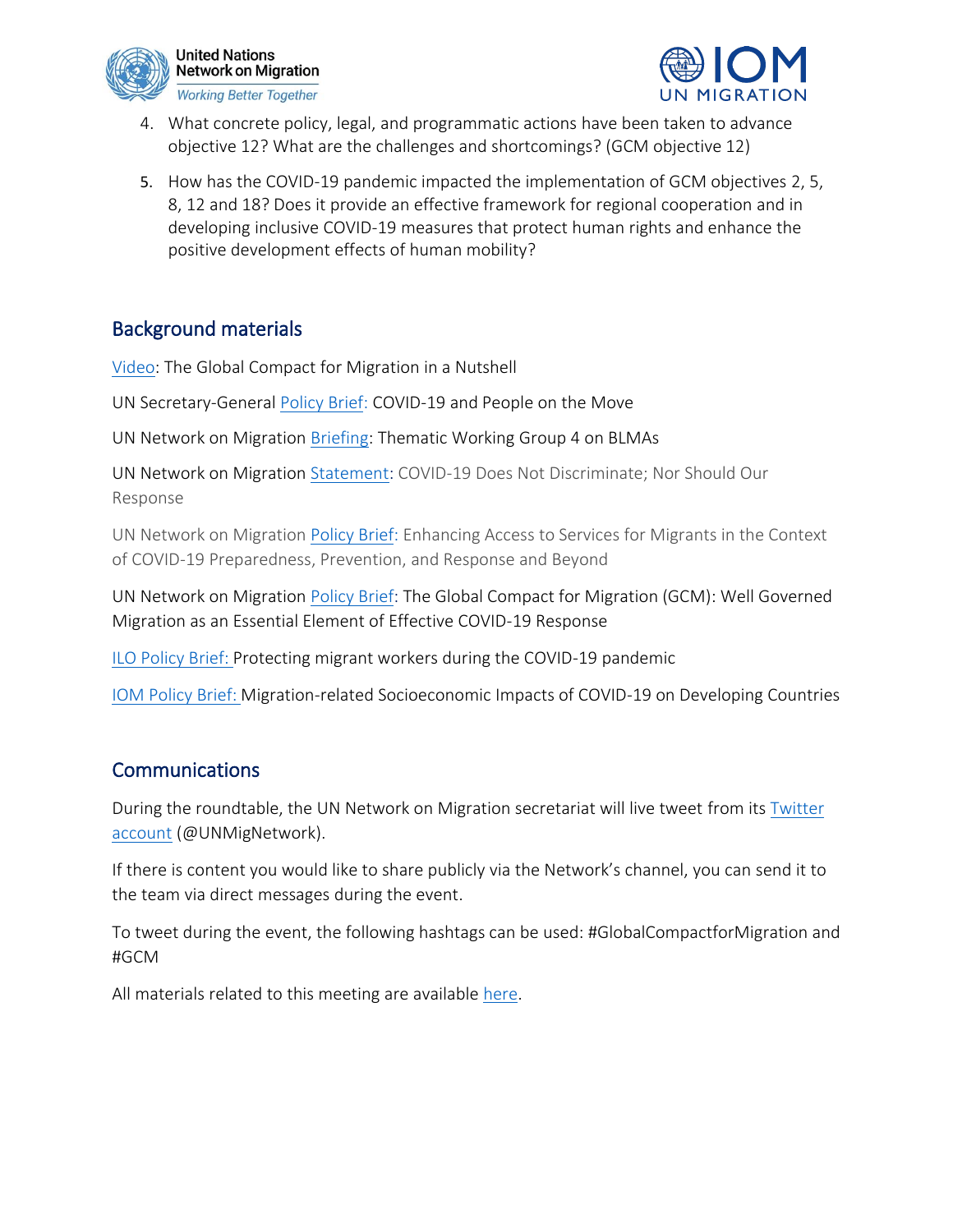4. What concrete policy, legal, and programmatic actions have been taken to advance objective 12? What are the challenges and shortcomings? (GCM objective 12)
5. How has the COVID-19 pandemic impacted the implementation of GCM objectives 2, 5, 8, 12 and 18? Does it provide an effective framework for regional cooperation and in developing inclusive COVID-19 measures that protect human rights and enhance the positive development effects of human mobility?

## Background materials

Video: The Global Compact for Migration in a Nutshell

UN Secretary-General Policy Brief: COVID-19 and People on the Move

UN Network on Migration Briefing: Thematic Working Group 4 on BLMAs

UN Network on Migration Statement: COVID-19 Does Not Discriminate; Nor Should Our Response

UN Network on Migration Policy Brief: Enhancing Access to Services for Migrants in the Context of COVID-19 Preparedness, Prevention, and Response and Beyond

UN Network on Migration Policy Brief: The Global Compact for Migration (GCM): Well Governed Migration as an Essential Element of Effective COVID-19 Response

ILO Policy Brief: Protecting migrant workers during the COVID-19 pandemic

IOM Policy Brief: Migration-related Socioeconomic Impacts of COVID-19 on Developing Countries

## Communications

During the roundtable, the UN Network on Migration secretariat will live tweet from its Twitter account (@UNMigNetwork).

If there is content you would like to share publicly via the Network's channel, you can send it to the team via direct messages during the event.

To tweet during the event, the following hashtags can be used: #GlobalCompactforMigration and #GCM

All materials related to this meeting are available here.